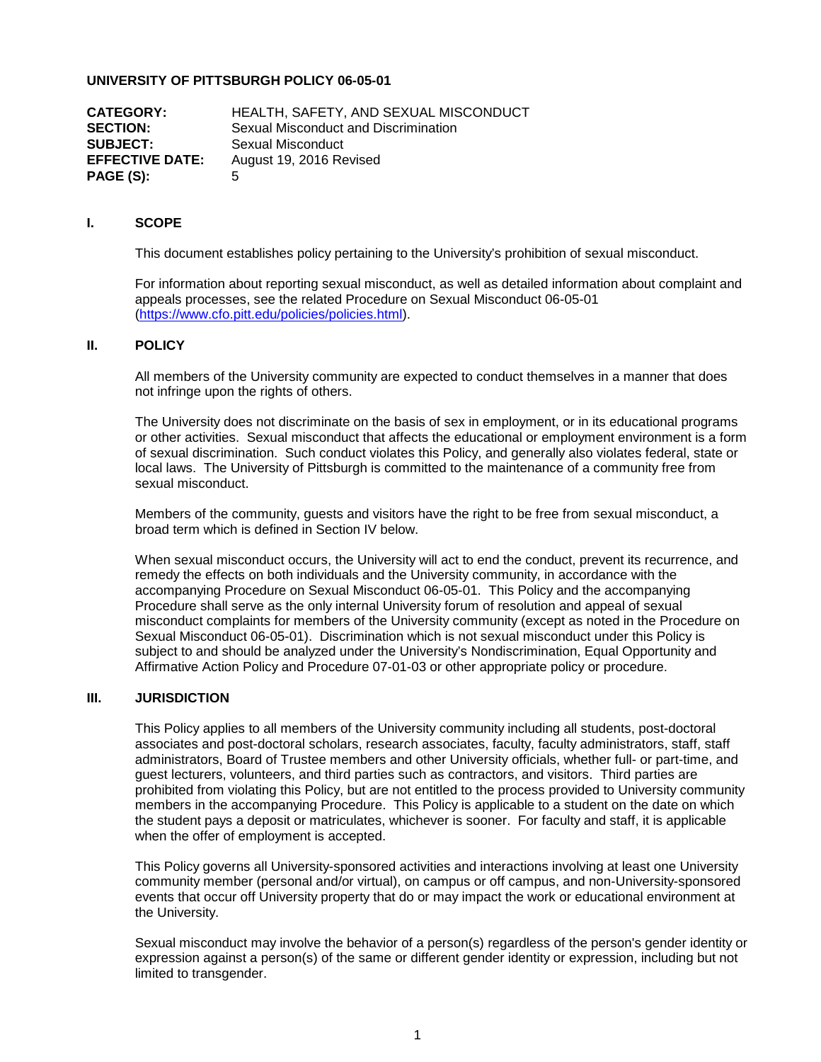**UNIVERSITY OF PITTSBURGH POLICY 06-05-01**

| | |
|---|---|
| **CATEGORY:** | HEALTH, SAFETY, AND SEXUAL MISCONDUCT |
| **SECTION:** | Sexual Misconduct and Discrimination |
| **SUBJECT:** | Sexual Misconduct |
| **EFFECTIVE DATE:** | August 19, 2016 Revised |
| **PAGE (S):** | 5 |

## I. SCOPE

This document establishes policy pertaining to the University's prohibition of sexual misconduct.

For information about reporting sexual misconduct, as well as detailed information about complaint and appeals processes, see the related Procedure on Sexual Misconduct 06-05-01 (https://www.cfo.pitt.edu/policies/policies.html).

## II. POLICY

All members of the University community are expected to conduct themselves in a manner that does not infringe upon the rights of others.

The University does not discriminate on the basis of sex in employment, or in its educational programs or other activities. Sexual misconduct that affects the educational or employment environment is a form of sexual discrimination. Such conduct violates this Policy, and generally also violates federal, state or local laws. The University of Pittsburgh is committed to the maintenance of a community free from sexual misconduct.

Members of the community, guests and visitors have the right to be free from sexual misconduct, a broad term which is defined in Section IV below.

When sexual misconduct occurs, the University will act to end the conduct, prevent its recurrence, and remedy the effects on both individuals and the University community, in accordance with the accompanying Procedure on Sexual Misconduct 06-05-01. This Policy and the accompanying Procedure shall serve as the only internal University forum of resolution and appeal of sexual misconduct complaints for members of the University community (except as noted in the Procedure on Sexual Misconduct 06-05-01). Discrimination which is not sexual misconduct under this Policy is subject to and should be analyzed under the University's Nondiscrimination, Equal Opportunity and Affirmative Action Policy and Procedure 07-01-03 or other appropriate policy or procedure.

## III. JURISDICTION

This Policy applies to all members of the University community including all students, post-doctoral associates and post-doctoral scholars, research associates, faculty, faculty administrators, staff, staff administrators, Board of Trustee members and other University officials, whether full- or part-time, and guest lecturers, volunteers, and third parties such as contractors, and visitors. Third parties are prohibited from violating this Policy, but are not entitled to the process provided to University community members in the accompanying Procedure. This Policy is applicable to a student on the date on which the student pays a deposit or matriculates, whichever is sooner. For faculty and staff, it is applicable when the offer of employment is accepted.

This Policy governs all University-sponsored activities and interactions involving at least one University community member (personal and/or virtual), on campus or off campus, and non-University-sponsored events that occur off University property that do or may impact the work or educational environment at the University.

Sexual misconduct may involve the behavior of a person(s) regardless of the person's gender identity or expression against a person(s) of the same or different gender identity or expression, including but not limited to transgender.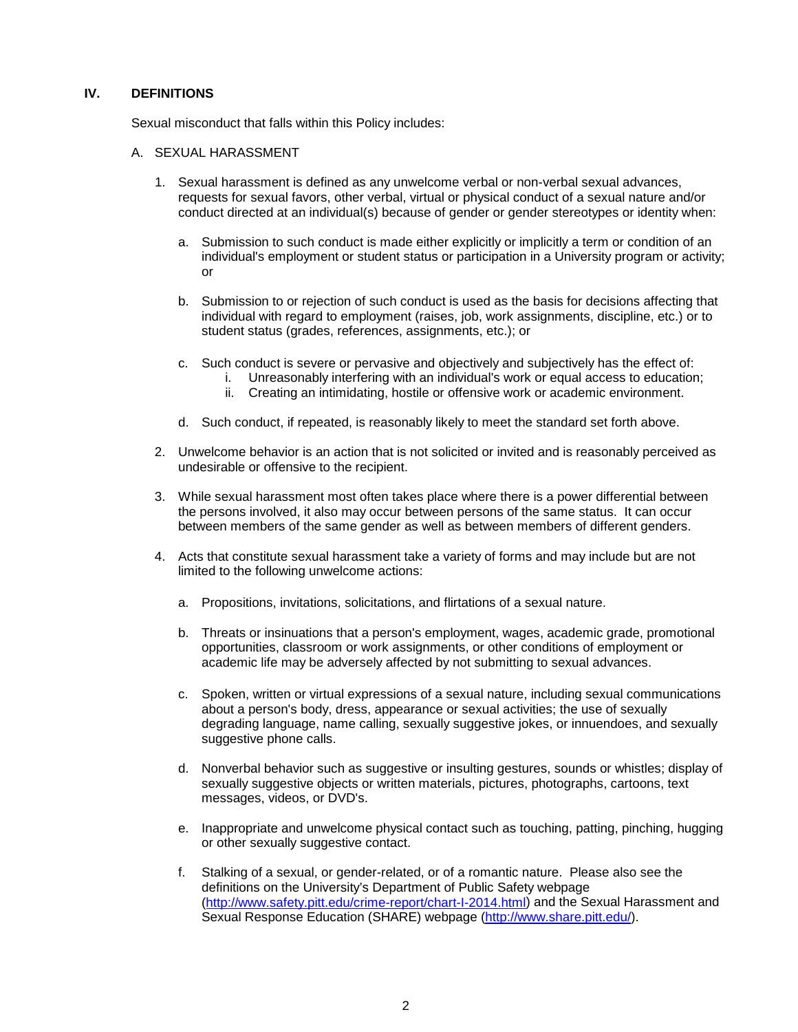## IV. DEFINITIONS

Sexual misconduct that falls within this Policy includes:

A. SEXUAL HARASSMENT

1. Sexual harassment is defined as any unwelcome verbal or non-verbal sexual advances, requests for sexual favors, other verbal, virtual or physical conduct of a sexual nature and/or conduct directed at an individual(s) because of gender or gender stereotypes or identity when:

   a. Submission to such conduct is made either explicitly or implicitly a term or condition of an individual's employment or student status or participation in a University program or activity; or

   b. Submission to or rejection of such conduct is used as the basis for decisions affecting that individual with regard to employment (raises, job, work assignments, discipline, etc.) or to student status (grades, references, assignments, etc.); or

   c. Such conduct is severe or pervasive and objectively and subjectively has the effect of:
      i. Unreasonably interfering with an individual's work or equal access to education;
      ii. Creating an intimidating, hostile or offensive work or academic environment.

   d. Such conduct, if repeated, is reasonably likely to meet the standard set forth above.

2. Unwelcome behavior is an action that is not solicited or invited and is reasonably perceived as undesirable or offensive to the recipient.

3. While sexual harassment most often takes place where there is a power differential between the persons involved, it also may occur between persons of the same status. It can occur between members of the same gender as well as between members of different genders.

4. Acts that constitute sexual harassment take a variety of forms and may include but are not limited to the following unwelcome actions:

   a. Propositions, invitations, solicitations, and flirtations of a sexual nature.

   b. Threats or insinuations that a person's employment, wages, academic grade, promotional opportunities, classroom or work assignments, or other conditions of employment or academic life may be adversely affected by not submitting to sexual advances.

   c. Spoken, written or virtual expressions of a sexual nature, including sexual communications about a person's body, dress, appearance or sexual activities; the use of sexually degrading language, name calling, sexually suggestive jokes, or innuendoes, and sexually suggestive phone calls.

   d. Nonverbal behavior such as suggestive or insulting gestures, sounds or whistles; display of sexually suggestive objects or written materials, pictures, photographs, cartoons, text messages, videos, or DVD's.

   e. Inappropriate and unwelcome physical contact such as touching, patting, pinching, hugging or other sexually suggestive contact.

   f. Stalking of a sexual, or gender-related, or of a romantic nature. Please also see the definitions on the University's Department of Public Safety webpage (http://www.safety.pitt.edu/crime-report/chart-I-2014.html) and the Sexual Harassment and Sexual Response Education (SHARE) webpage (http://www.share.pitt.edu/).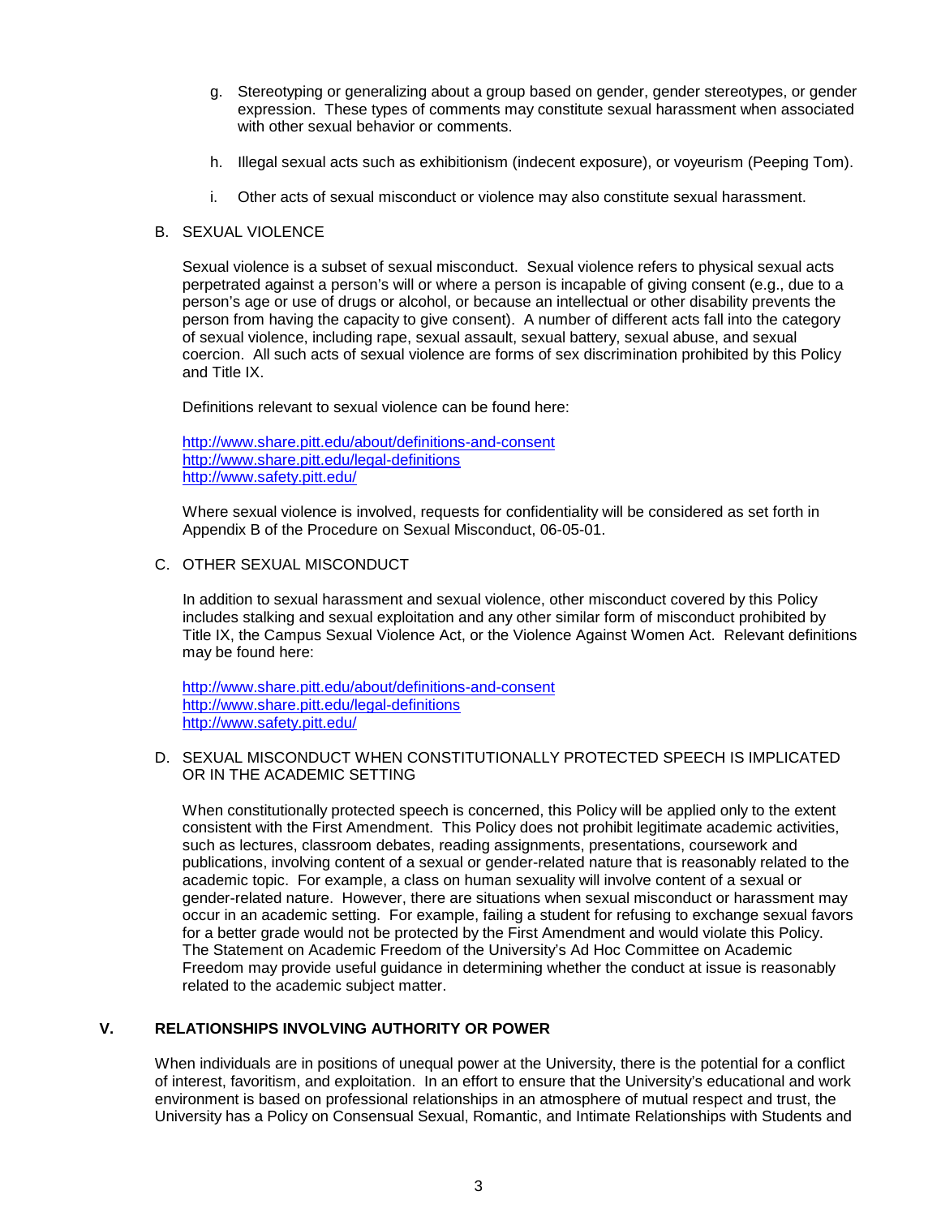g. Stereotyping or generalizing about a group based on gender, gender stereotypes, or gender expression. These types of comments may constitute sexual harassment when associated with other sexual behavior or comments.

h. Illegal sexual acts such as exhibitionism (indecent exposure), or voyeurism (Peeping Tom).

i. Other acts of sexual misconduct or violence may also constitute sexual harassment.

B. SEXUAL VIOLENCE

Sexual violence is a subset of sexual misconduct. Sexual violence refers to physical sexual acts perpetrated against a person's will or where a person is incapable of giving consent (e.g., due to a person's age or use of drugs or alcohol, or because an intellectual or other disability prevents the person from having the capacity to give consent). A number of different acts fall into the category of sexual violence, including rape, sexual assault, sexual battery, sexual abuse, and sexual coercion. All such acts of sexual violence are forms of sex discrimination prohibited by this Policy and Title IX.

Definitions relevant to sexual violence can be found here:

http://www.share.pitt.edu/about/definitions-and-consent
http://www.share.pitt.edu/legal-definitions
http://www.safety.pitt.edu/

Where sexual violence is involved, requests for confidentiality will be considered as set forth in Appendix B of the Procedure on Sexual Misconduct, 06-05-01.

C. OTHER SEXUAL MISCONDUCT

In addition to sexual harassment and sexual violence, other misconduct covered by this Policy includes stalking and sexual exploitation and any other similar form of misconduct prohibited by Title IX, the Campus Sexual Violence Act, or the Violence Against Women Act. Relevant definitions may be found here:

http://www.share.pitt.edu/about/definitions-and-consent
http://www.share.pitt.edu/legal-definitions
http://www.safety.pitt.edu/

D. SEXUAL MISCONDUCT WHEN CONSTITUTIONALLY PROTECTED SPEECH IS IMPLICATED OR IN THE ACADEMIC SETTING

When constitutionally protected speech is concerned, this Policy will be applied only to the extent consistent with the First Amendment. This Policy does not prohibit legitimate academic activities, such as lectures, classroom debates, reading assignments, presentations, coursework and publications, involving content of a sexual or gender-related nature that is reasonably related to the academic topic. For example, a class on human sexuality will involve content of a sexual or gender-related nature. However, there are situations when sexual misconduct or harassment may occur in an academic setting. For example, failing a student for refusing to exchange sexual favors for a better grade would not be protected by the First Amendment and would violate this Policy. The Statement on Academic Freedom of the University's Ad Hoc Committee on Academic Freedom may provide useful guidance in determining whether the conduct at issue is reasonably related to the academic subject matter.

## V. RELATIONSHIPS INVOLVING AUTHORITY OR POWER

When individuals are in positions of unequal power at the University, there is the potential for a conflict of interest, favoritism, and exploitation. In an effort to ensure that the University's educational and work environment is based on professional relationships in an atmosphere of mutual respect and trust, the University has a Policy on Consensual Sexual, Romantic, and Intimate Relationships with Students and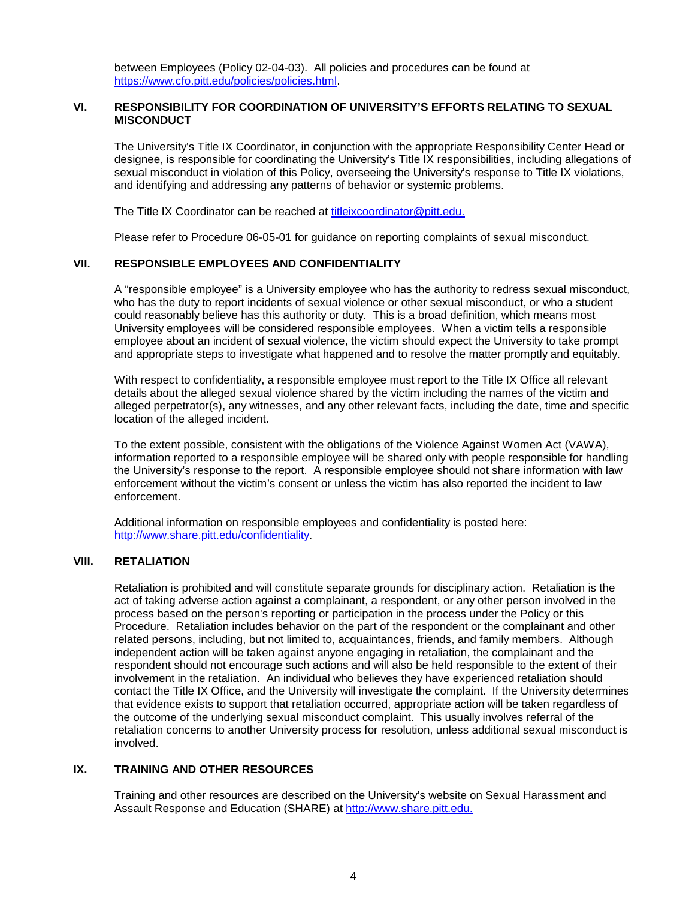between Employees (Policy 02-04-03). All policies and procedures can be found at https://www.cfo.pitt.edu/policies/policies.html.

## VI. RESPONSIBILITY FOR COORDINATION OF UNIVERSITY'S EFFORTS RELATING TO SEXUAL MISCONDUCT

The University's Title IX Coordinator, in conjunction with the appropriate Responsibility Center Head or designee, is responsible for coordinating the University's Title IX responsibilities, including allegations of sexual misconduct in violation of this Policy, overseeing the University's response to Title IX violations, and identifying and addressing any patterns of behavior or systemic problems.

The Title IX Coordinator can be reached at titleixcoordinator@pitt.edu.

Please refer to Procedure 06-05-01 for guidance on reporting complaints of sexual misconduct.

## VII. RESPONSIBLE EMPLOYEES AND CONFIDENTIALITY

A "responsible employee" is a University employee who has the authority to redress sexual misconduct, who has the duty to report incidents of sexual violence or other sexual misconduct, or who a student could reasonably believe has this authority or duty. This is a broad definition, which means most University employees will be considered responsible employees. When a victim tells a responsible employee about an incident of sexual violence, the victim should expect the University to take prompt and appropriate steps to investigate what happened and to resolve the matter promptly and equitably.

With respect to confidentiality, a responsible employee must report to the Title IX Office all relevant details about the alleged sexual violence shared by the victim including the names of the victim and alleged perpetrator(s), any witnesses, and any other relevant facts, including the date, time and specific location of the alleged incident.

To the extent possible, consistent with the obligations of the Violence Against Women Act (VAWA), information reported to a responsible employee will be shared only with people responsible for handling the University's response to the report. A responsible employee should not share information with law enforcement without the victim's consent or unless the victim has also reported the incident to law enforcement.

Additional information on responsible employees and confidentiality is posted here: http://www.share.pitt.edu/confidentiality.

## VIII. RETALIATION

Retaliation is prohibited and will constitute separate grounds for disciplinary action. Retaliation is the act of taking adverse action against a complainant, a respondent, or any other person involved in the process based on the person's reporting or participation in the process under the Policy or this Procedure. Retaliation includes behavior on the part of the respondent or the complainant and other related persons, including, but not limited to, acquaintances, friends, and family members. Although independent action will be taken against anyone engaging in retaliation, the complainant and the respondent should not encourage such actions and will also be held responsible to the extent of their involvement in the retaliation. An individual who believes they have experienced retaliation should contact the Title IX Office, and the University will investigate the complaint. If the University determines that evidence exists to support that retaliation occurred, appropriate action will be taken regardless of the outcome of the underlying sexual misconduct complaint. This usually involves referral of the retaliation concerns to another University process for resolution, unless additional sexual misconduct is involved.

## IX. TRAINING AND OTHER RESOURCES

Training and other resources are described on the University's website on Sexual Harassment and Assault Response and Education (SHARE) at http://www.share.pitt.edu.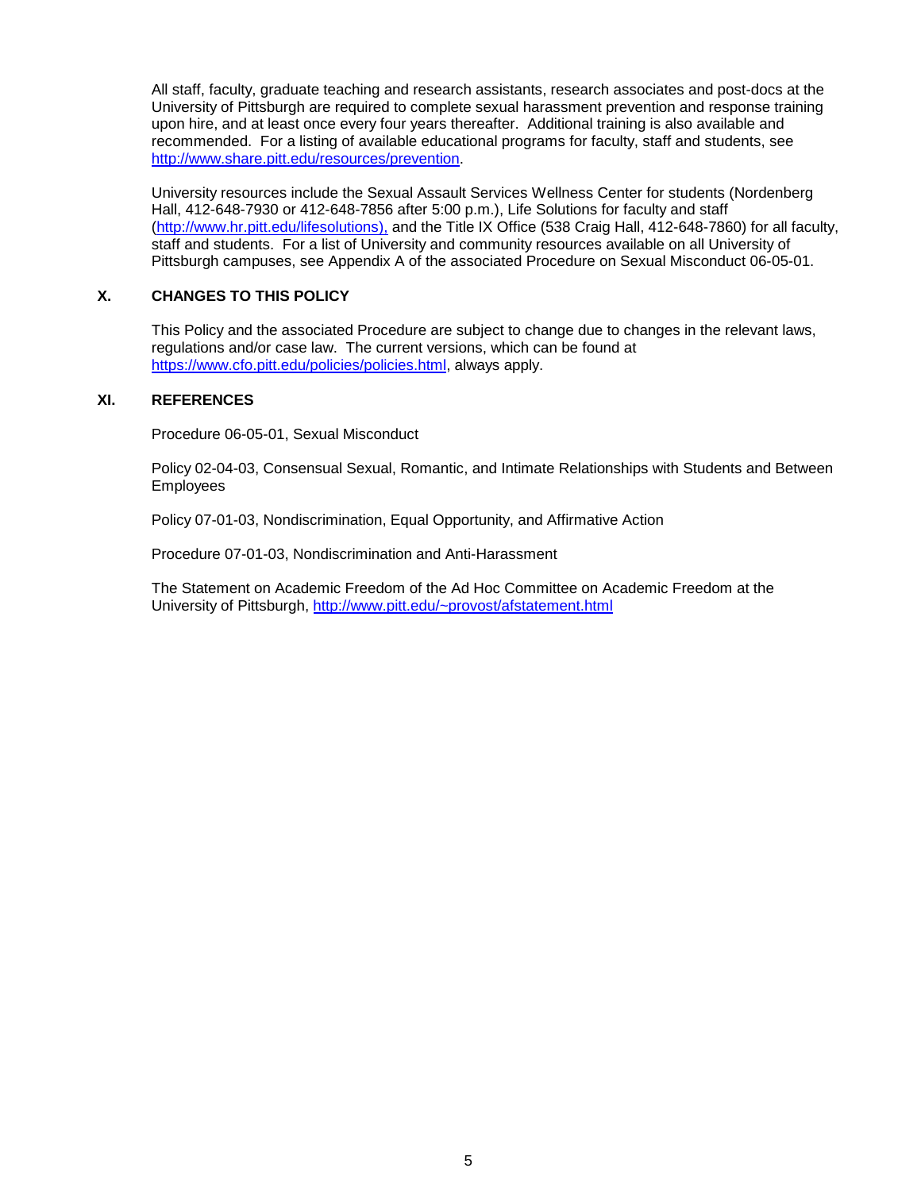All staff, faculty, graduate teaching and research assistants, research associates and post-docs at the University of Pittsburgh are required to complete sexual harassment prevention and response training upon hire, and at least once every four years thereafter. Additional training is also available and recommended. For a listing of available educational programs for faculty, staff and students, see http://www.share.pitt.edu/resources/prevention.

University resources include the Sexual Assault Services Wellness Center for students (Nordenberg Hall, 412-648-7930 or 412-648-7856 after 5:00 p.m.), Life Solutions for faculty and staff (http://www.hr.pitt.edu/lifesolutions), and the Title IX Office (538 Craig Hall, 412-648-7860) for all faculty, staff and students. For a list of University and community resources available on all University of Pittsburgh campuses, see Appendix A of the associated Procedure on Sexual Misconduct 06-05-01.

## X. CHANGES TO THIS POLICY

This Policy and the associated Procedure are subject to change due to changes in the relevant laws, regulations and/or case law. The current versions, which can be found at https://www.cfo.pitt.edu/policies/policies.html, always apply.

## XI. REFERENCES

Procedure 06-05-01, Sexual Misconduct

Policy 02-04-03, Consensual Sexual, Romantic, and Intimate Relationships with Students and Between Employees

Policy 07-01-03, Nondiscrimination, Equal Opportunity, and Affirmative Action

Procedure 07-01-03, Nondiscrimination and Anti-Harassment

The Statement on Academic Freedom of the Ad Hoc Committee on Academic Freedom at the University of Pittsburgh, http://www.pitt.edu/~provost/afstatement.html